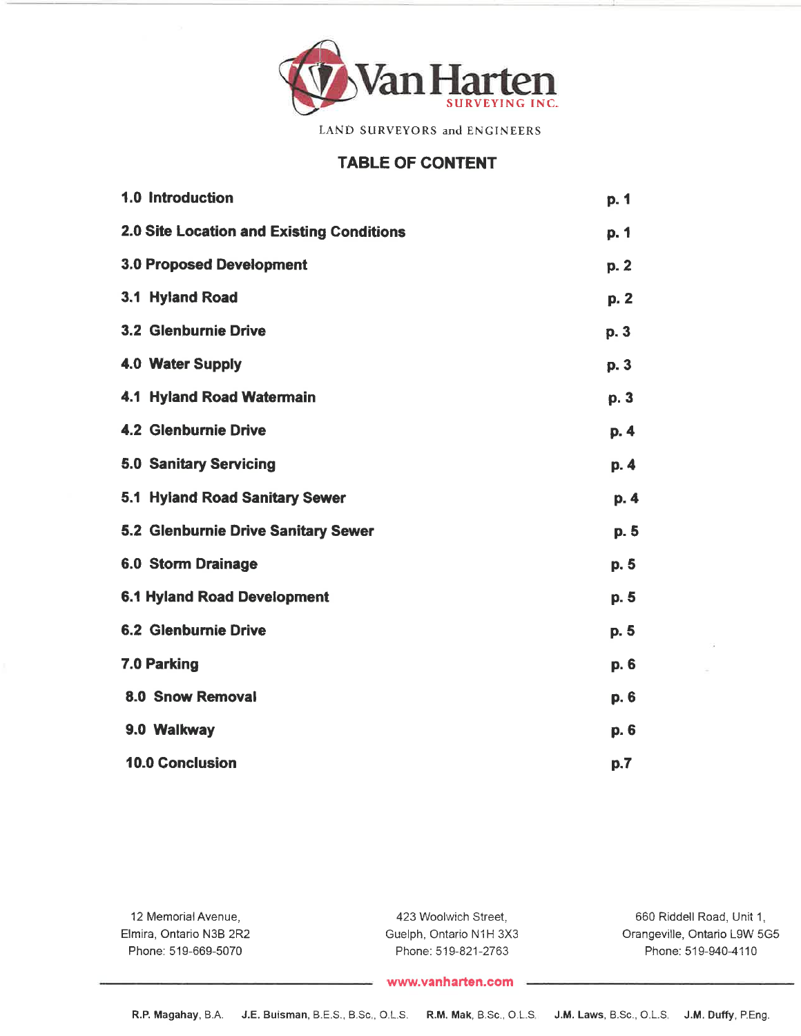Van Harten SURVEYING INC.

LAND SURVEYORS and ENGINEERS

## TABLE OF CONTENT

| | |
|---|---|
| **1.0 Introduction** | **p. 1** |
| **2.0 Site Location and Existing Conditions** | **p. 1** |
| **3.0 Proposed Development** | **p. 2** |
| **3.1 Hyland Road** | **p. 2** |
| **3.2 Glenburnie Drive** | **p. 3** |
| **4.0 Water Supply** | **p. 3** |
| **4.1 Hyland Road Watermain** | **p. 3** |
| **4.2 Glenburnie Drive** | **p. 4** |
| **5.0 Sanitary Servicing** | **p. 4** |
| **5.1 Hyland Road Sanitary Sewer** | **p. 4** |
| **5.2 Glenburnie Drive Sanitary Sewer** | **p. 5** |
| **6.0 Storm Drainage** | **p. 5** |
| **6.1 Hyland Road Development** | **p. 5** |
| **6.2 Glenburnie Drive** | **p. 5** |
| **7.0 Parking** | **p. 6** |
| **8.0 Snow Removal** | **p. 6** |
| **9.0 Walkway** | **p. 6** |
| **10.0 Conclusion** | **p.7** |

12 Memorial Avenue,
Elmira, Ontario N3B 2R2
Phone: 519-669-5070

423 Woolwich Street,
Guelph, Ontario N1H 3X3
Phone: 519-821-2763

660 Riddell Road, Unit 1,
Orangeville, Ontario L9W 5G5
Phone: 519-940-4110

www.vanharten.com

**R.P. Magahay**, B.A. **J.E. Buisman**, B.E.S., B.Sc., O.L.S. **R.M. Mak**, B.Sc., O.L.S. **J.M. Laws**, B.Sc., O.L.S. **J.M. Duffy**, P.Eng.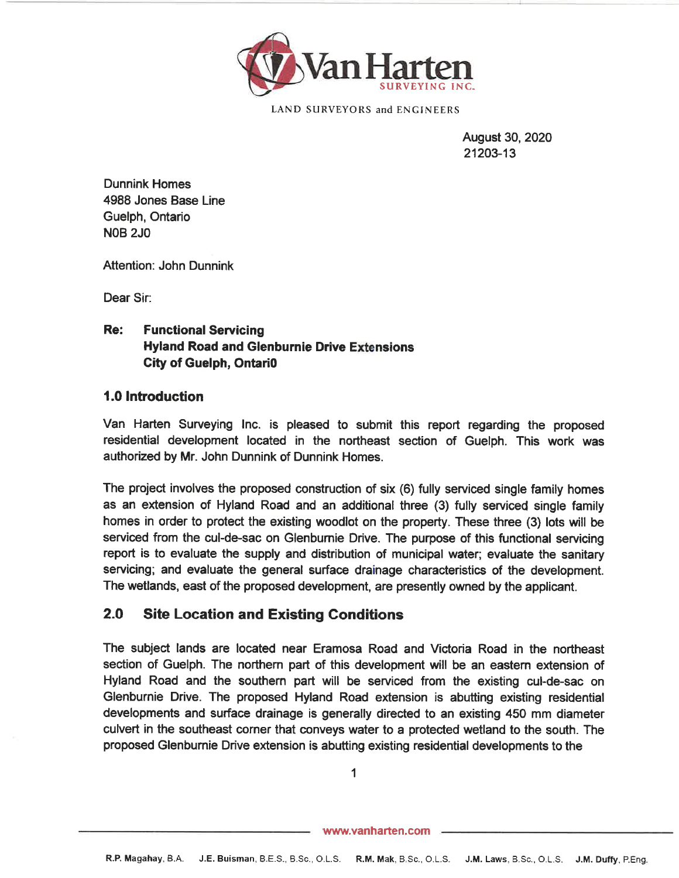Van Harten SURVEYING INC.

LAND SURVEYORS and ENGINEERS

August 30, 2020
21203-13

Dunnink Homes
4988 Jones Base Line
Guelph, Ontario
N0B 2J0

Attention: John Dunnink

Dear Sir:

**Re: Functional Servicing**
**Hyland Road and Glenburnie Drive Extensions**
**City of Guelph, Ontari0**

## 1.0 Introduction

Van Harten Surveying Inc. is pleased to submit this report regarding the proposed residential development located in the northeast section of Guelph. This work was authorized by Mr. John Dunnink of Dunnink Homes.

The project involves the proposed construction of six (6) fully serviced single family homes as an extension of Hyland Road and an additional three (3) fully serviced single family homes in order to protect the existing woodlot on the property. These three (3) lots will be serviced from the cul-de-sac on Glenburnie Drive. The purpose of this functional servicing report is to evaluate the supply and distribution of municipal water; evaluate the sanitary servicing; and evaluate the general surface drainage characteristics of the development. The wetlands, east of the proposed development, are presently owned by the applicant.

## 2.0 Site Location and Existing Conditions

The subject lands are located near Eramosa Road and Victoria Road in the northeast section of Guelph. The northern part of this development will be an eastern extension of Hyland Road and the southern part will be serviced from the existing cul-de-sac on Glenburnie Drive. The proposed Hyland Road extension is abutting existing residential developments and surface drainage is generally directed to an existing 450 mm diameter culvert in the southeast corner that conveys water to a protected wetland to the south. The proposed Glenburnie Drive extension is abutting existing residential developments to the

www.vanharten.com

R.P. Magahay, B.A. J.E. Buisman, B.E.S., B.Sc., O.L.S. R.M. Mak, B.Sc., O.L.S. J.M. Laws, B.Sc., O.L.S. J.M. Duffy, P.Eng.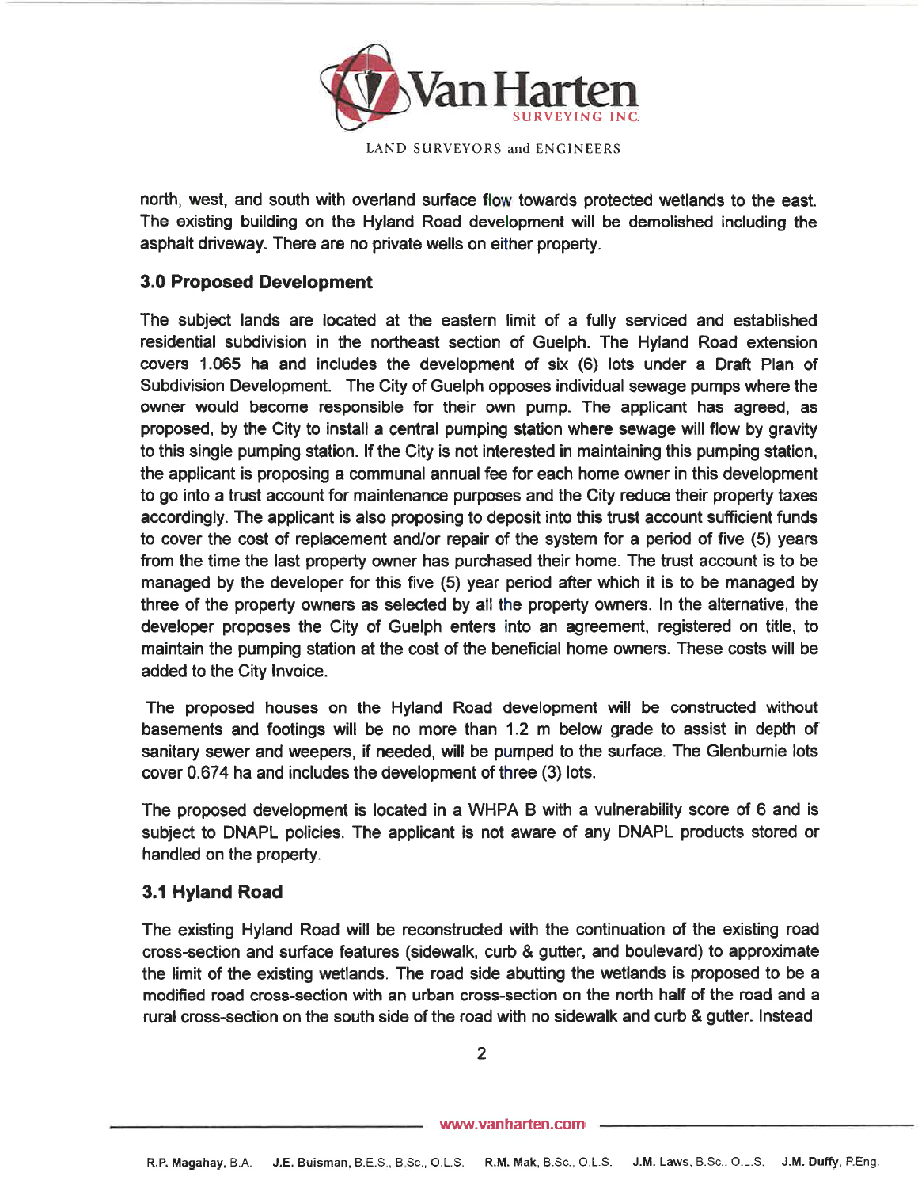north, west, and south with overland surface flow towards protected wetlands to the east. The existing building on the Hyland Road development will be demolished including the asphalt driveway. There are no private wells on either property.

## 3.0 Proposed Development

The subject lands are located at the eastern limit of a fully serviced and established residential subdivision in the northeast section of Guelph. The Hyland Road extension covers 1.065 ha and includes the development of six (6) lots under a Draft Plan of Subdivision Development. The City of Guelph opposes individual sewage pumps where the owner would become responsible for their own pump. The applicant has agreed, as proposed, by the City to install a central pumping station where sewage will flow by gravity to this single pumping station. If the City is not interested in maintaining this pumping station, the applicant is proposing a communal annual fee for each home owner in this development to go into a trust account for maintenance purposes and the City reduce their property taxes accordingly. The applicant is also proposing to deposit into this trust account sufficient funds to cover the cost of replacement and/or repair of the system for a period of five (5) years from the time the last property owner has purchased their home. The trust account is to be managed by the developer for this five (5) year period after which it is to be managed by three of the property owners as selected by all the property owners. In the alternative, the developer proposes the City of Guelph enters into an agreement, registered on title, to maintain the pumping station at the cost of the beneficial home owners. These costs will be added to the City Invoice.

The proposed houses on the Hyland Road development will be constructed without basements and footings will be no more than 1.2 m below grade to assist in depth of sanitary sewer and weepers, if needed, will be pumped to the surface. The Glenburnie lots cover 0.674 ha and includes the development of three (3) lots.

The proposed development is located in a WHPA B with a vulnerability score of 6 and is subject to DNAPL policies. The applicant is not aware of any DNAPL products stored or handled on the property.

### 3.1 Hyland Road

The existing Hyland Road will be reconstructed with the continuation of the existing road cross-section and surface features (sidewalk, curb & gutter, and boulevard) to approximate the limit of the existing wetlands. The road side abutting the wetlands is proposed to be a modified road cross-section with an urban cross-section on the north half of the road and a rural cross-section on the south side of the road with no sidewalk and curb & gutter. Instead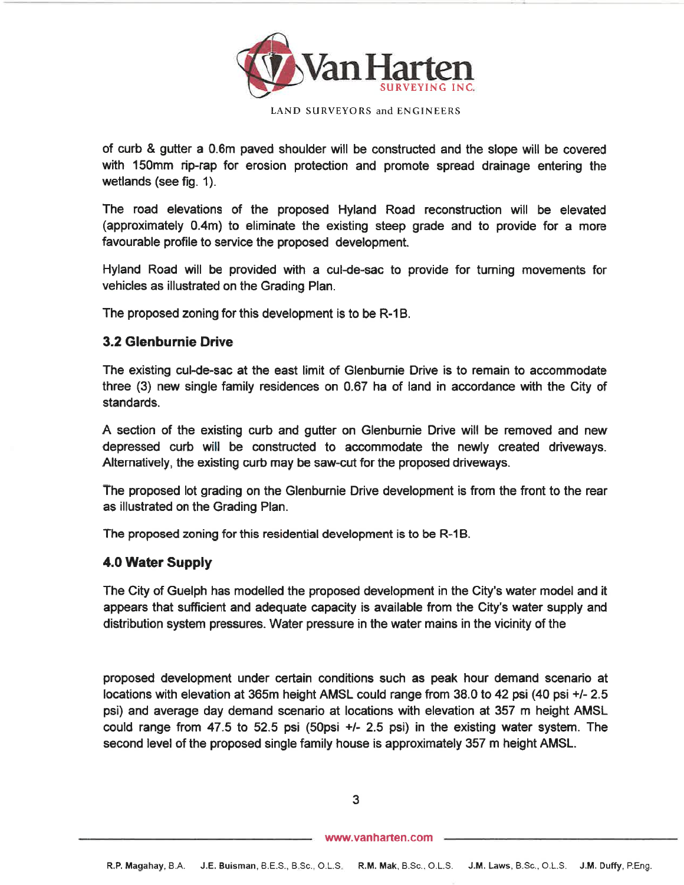of curb & gutter a 0.6m paved shoulder will be constructed and the slope will be covered with 150mm rip-rap for erosion protection and promote spread drainage entering the wetlands (see fig. 1).

The road elevations of the proposed Hyland Road reconstruction will be elevated (approximately 0.4m) to eliminate the existing steep grade and to provide for a more favourable profile to service the proposed development.

Hyland Road will be provided with a cul-de-sac to provide for turning movements for vehicles as illustrated on the Grading Plan.

The proposed zoning for this development is to be R-1B.

### 3.2 Glenburnie Drive

The existing cul-de-sac at the east limit of Glenburnie Drive is to remain to accommodate three (3) new single family residences on 0.67 ha of land in accordance with the City of standards.

A section of the existing curb and gutter on Glenburnie Drive will be removed and new depressed curb will be constructed to accommodate the newly created driveways. Alternatively, the existing curb may be saw-cut for the proposed driveways.

The proposed lot grading on the Glenburnie Drive development is from the front to the rear as illustrated on the Grading Plan.

The proposed zoning for this residential development is to be R-1B.

## 4.0 Water Supply

The City of Guelph has modelled the proposed development in the City's water model and it appears that sufficient and adequate capacity is available from the City's water supply and distribution system pressures. Water pressure in the water mains in the vicinity of the proposed development under certain conditions such as peak hour demand scenario at locations with elevation at 365m height AMSL could range from 38.0 to 42 psi (40 psi +/- 2.5 psi) and average day demand scenario at locations with elevation at 357 m height AMSL could range from 47.5 to 52.5 psi (50psi +/- 2.5 psi) in the existing water system. The second level of the proposed single family house is approximately 357 m height AMSL.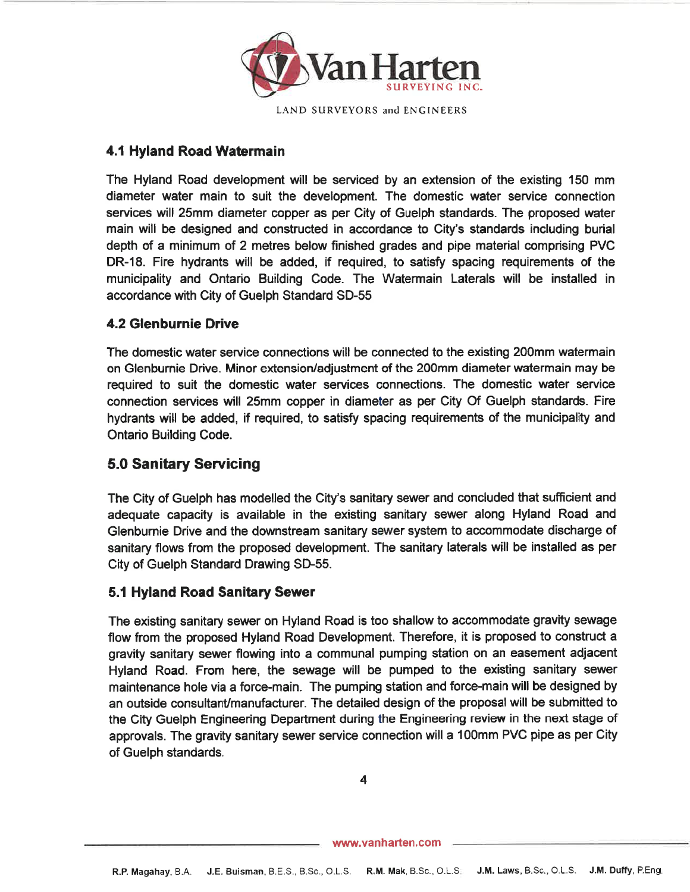## 4.1 Hyland Road Watermain

The Hyland Road development will be serviced by an extension of the existing 150 mm diameter water main to suit the development. The domestic water service connection services will 25mm diameter copper as per City of Guelph standards. The proposed water main will be designed and constructed in accordance to City's standards including burial depth of a minimum of 2 metres below finished grades and pipe material comprising PVC DR-18. Fire hydrants will be added, if required, to satisfy spacing requirements of the municipality and Ontario Building Code. The Watermain Laterals will be installed in accordance with City of Guelph Standard SD-55

## 4.2 Glenburnie Drive

The domestic water service connections will be connected to the existing 200mm watermain on Glenburnie Drive. Minor extension/adjustment of the 200mm diameter watermain may be required to suit the domestic water services connections. The domestic water service connection services will 25mm copper in diameter as per City Of Guelph standards. Fire hydrants will be added, if required, to satisfy spacing requirements of the municipality and Ontario Building Code.

# 5.0 Sanitary Servicing

The City of Guelph has modelled the City's sanitary sewer and concluded that sufficient and adequate capacity is available in the existing sanitary sewer along Hyland Road and Glenburnie Drive and the downstream sanitary sewer system to accommodate discharge of sanitary flows from the proposed development. The sanitary laterals will be installed as per City of Guelph Standard Drawing SD-55.

## 5.1 Hyland Road Sanitary Sewer

The existing sanitary sewer on Hyland Road is too shallow to accommodate gravity sewage flow from the proposed Hyland Road Development. Therefore, it is proposed to construct a gravity sanitary sewer flowing into a communal pumping station on an easement adjacent Hyland Road. From here, the sewage will be pumped to the existing sanitary sewer maintenance hole via a force-main. The pumping station and force-main will be designed by an outside consultant/manufacturer. The detailed design of the proposal will be submitted to the City Guelph Engineering Department during the Engineering review in the next stage of approvals. The gravity sanitary sewer service connection will a 100mm PVC pipe as per City of Guelph standards.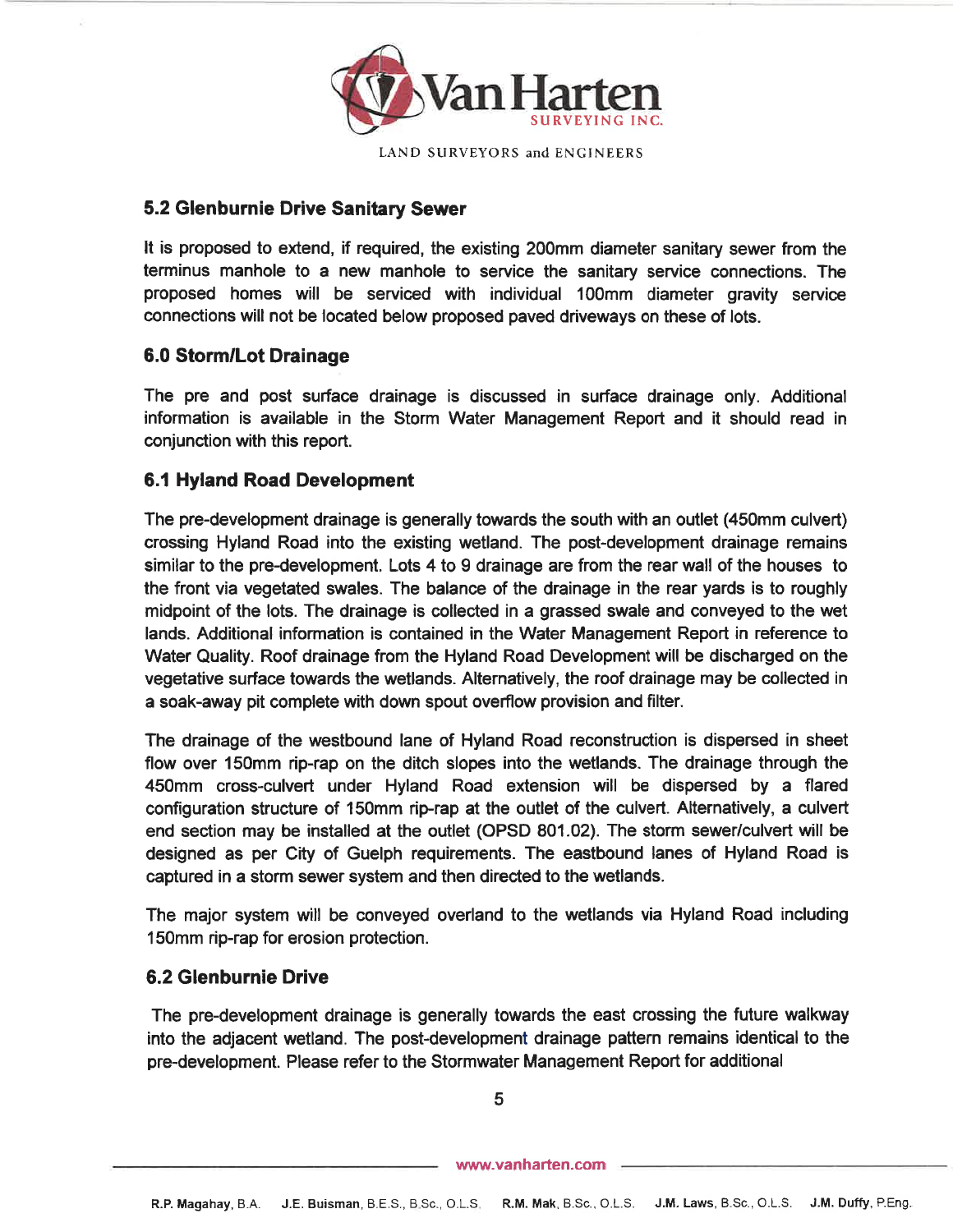## 5.2 Glenburnie Drive Sanitary Sewer

It is proposed to extend, if required, the existing 200mm diameter sanitary sewer from the terminus manhole to a new manhole to service the sanitary service connections. The proposed homes will be serviced with individual 100mm diameter gravity service connections will not be located below proposed paved driveways on these of lots.

## 6.0 Storm/Lot Drainage

The pre and post surface drainage is discussed in surface drainage only. Additional information is available in the Storm Water Management Report and it should read in conjunction with this report.

## 6.1 Hyland Road Development

The pre-development drainage is generally towards the south with an outlet (450mm culvert) crossing Hyland Road into the existing wetland. The post-development drainage remains similar to the pre-development. Lots 4 to 9 drainage are from the rear wall of the houses to the front via vegetated swales. The balance of the drainage in the rear yards is to roughly midpoint of the lots. The drainage is collected in a grassed swale and conveyed to the wet lands. Additional information is contained in the Water Management Report in reference to Water Quality. Roof drainage from the Hyland Road Development will be discharged on the vegetative surface towards the wetlands. Alternatively, the roof drainage may be collected in a soak-away pit complete with down spout overflow provision and filter.

The drainage of the westbound lane of Hyland Road reconstruction is dispersed in sheet flow over 150mm rip-rap on the ditch slopes into the wetlands. The drainage through the 450mm cross-culvert under Hyland Road extension will be dispersed by a flared configuration structure of 150mm rip-rap at the outlet of the culvert. Alternatively, a culvert end section may be installed at the outlet (OPSD 801.02). The storm sewer/culvert will be designed as per City of Guelph requirements. The eastbound lanes of Hyland Road is captured in a storm sewer system and then directed to the wetlands.

The major system will be conveyed overland to the wetlands via Hyland Road including 150mm rip-rap for erosion protection.

## 6.2 Glenburnie Drive

The pre-development drainage is generally towards the east crossing the future walkway into the adjacent wetland. The post-development drainage pattern remains identical to the pre-development. Please refer to the Stormwater Management Report for additional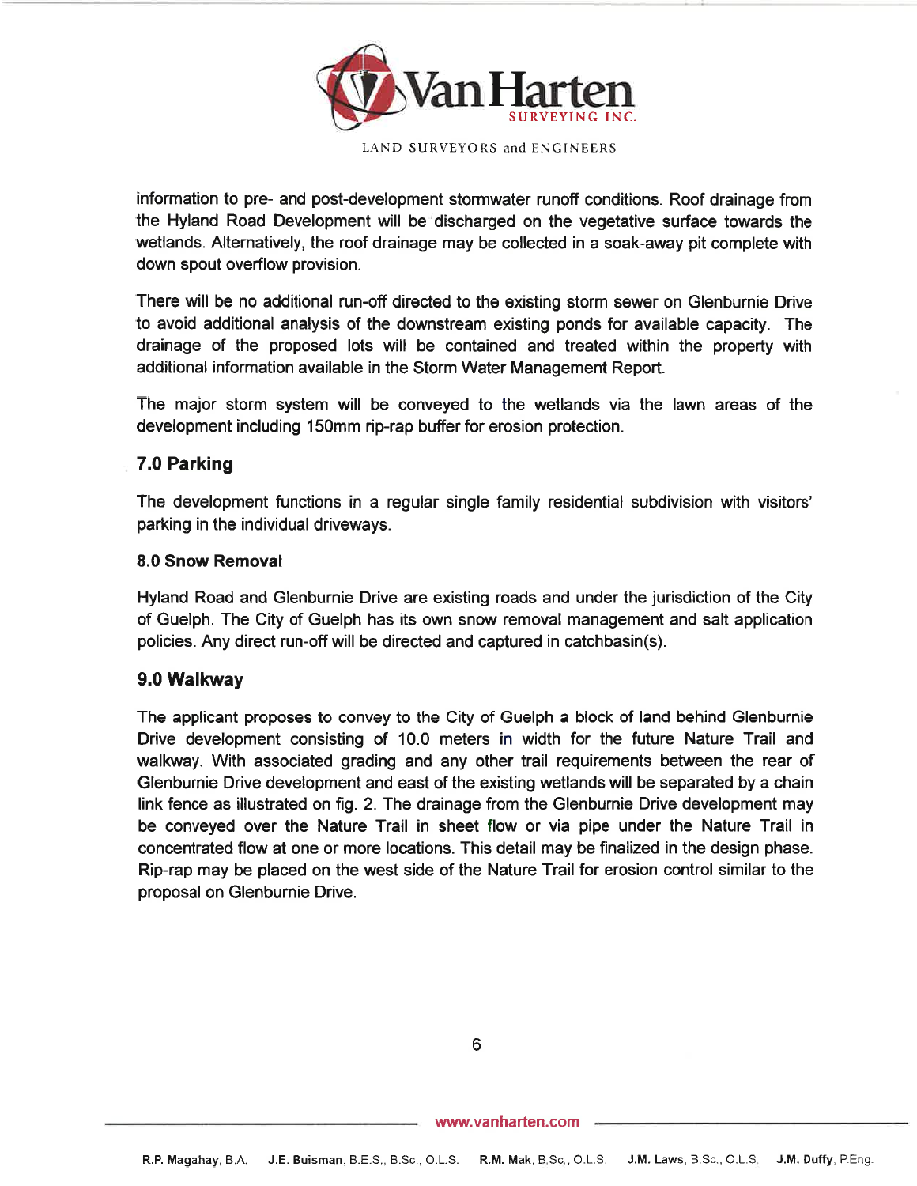information to pre- and post-development stormwater runoff conditions. Roof drainage from the Hyland Road Development will be discharged on the vegetative surface towards the wetlands. Alternatively, the roof drainage may be collected in a soak-away pit complete with down spout overflow provision.

There will be no additional run-off directed to the existing storm sewer on Glenburnie Drive to avoid additional analysis of the downstream existing ponds for available capacity. The drainage of the proposed lots will be contained and treated within the property with additional information available in the Storm Water Management Report.

The major storm system will be conveyed to the wetlands via the lawn areas of the development including 150mm rip-rap buffer for erosion protection.

## 7.0 Parking

The development functions in a regular single family residential subdivision with visitors' parking in the individual driveways.

### 8.0 Snow Removal

Hyland Road and Glenburnie Drive are existing roads and under the jurisdiction of the City of Guelph. The City of Guelph has its own snow removal management and salt application policies. Any direct run-off will be directed and captured in catchbasin(s).

## 9.0 Walkway

The applicant proposes to convey to the City of Guelph a block of land behind Glenburnie Drive development consisting of 10.0 meters in width for the future Nature Trail and walkway. With associated grading and any other trail requirements between the rear of Glenburnie Drive development and east of the existing wetlands will be separated by a chain link fence as illustrated on fig. 2. The drainage from the Glenburnie Drive development may be conveyed over the Nature Trail in sheet flow or via pipe under the Nature Trail in concentrated flow at one or more locations. This detail may be finalized in the design phase. Rip-rap may be placed on the west side of the Nature Trail for erosion control similar to the proposal on Glenburnie Drive.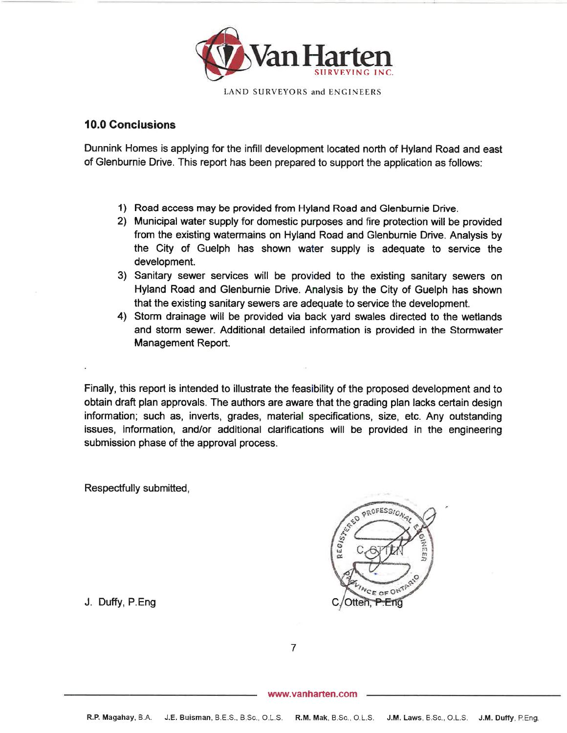## 10.0 Conclusions

Dunnink Homes is applying for the infill development located north of Hyland Road and east of Glenburnie Drive. This report has been prepared to support the application as follows:

1) Road access may be provided from Hyland Road and Glenburnie Drive.
2) Municipal water supply for domestic purposes and fire protection will be provided from the existing watermains on Hyland Road and Glenburnie Drive. Analysis by the City of Guelph has shown water supply is adequate to service the development.
3) Sanitary sewer services will be provided to the existing sanitary sewers on Hyland Road and Glenburnie Drive. Analysis by the City of Guelph has shown that the existing sanitary sewers are adequate to service the development.
4) Storm drainage will be provided via back yard swales directed to the wetlands and storm sewer. Additional detailed information is provided in the Stormwater Management Report.

Finally, this report is intended to illustrate the feasibility of the proposed development and to obtain draft plan approvals. The authors are aware that the grading plan lacks certain design information; such as, inverts, grades, material specifications, size, etc. Any outstanding issues, information, and/or additional clarifications will be provided in the engineering submission phase of the approval process.

Respectfully submitted,

J. Duffy, P.Eng

C. Otten, P.Eng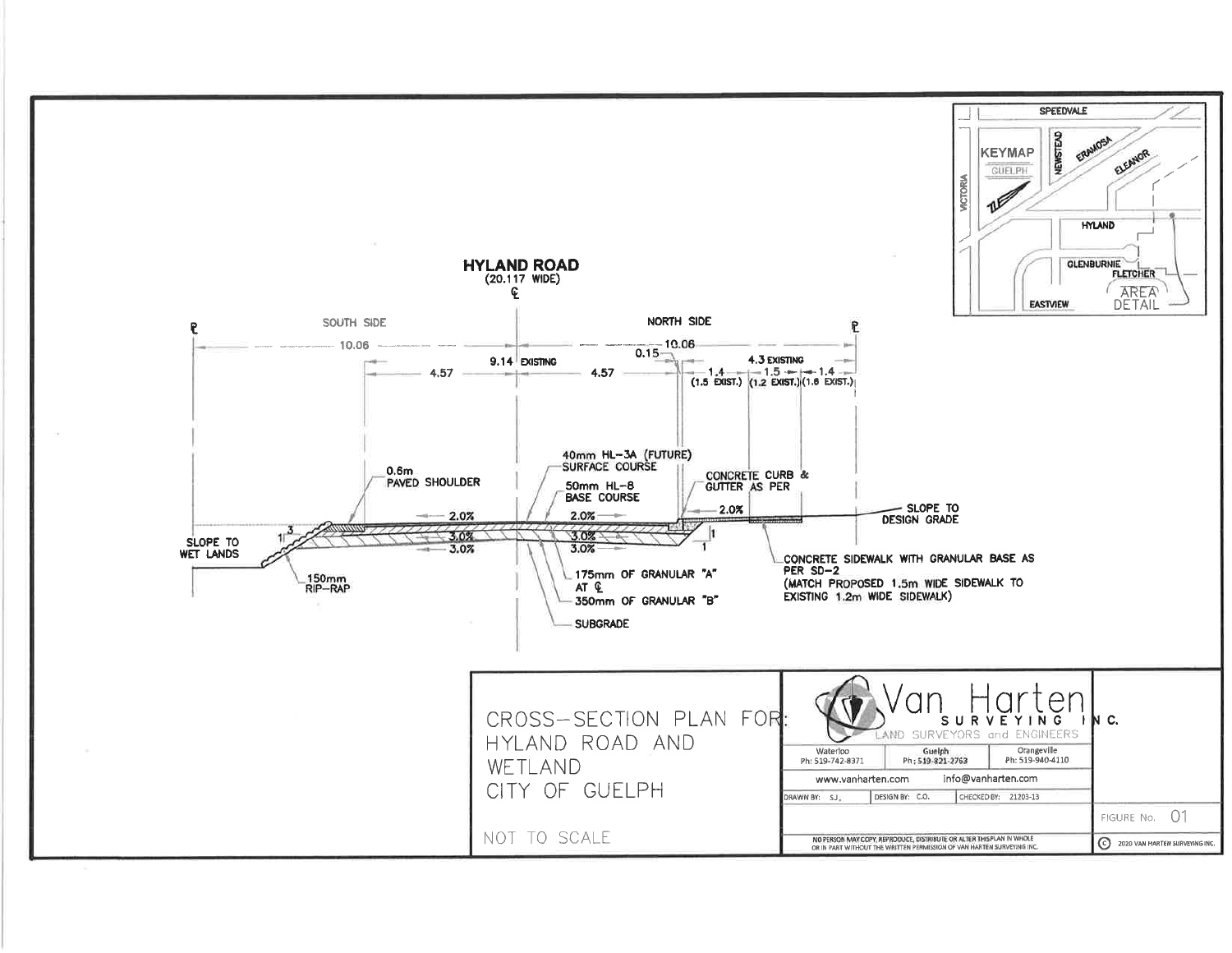## HYLAND ROAD
(20.117 WIDE)
℄

SOUTH SIDE

NORTH SIDE

℘ 10.06 — 10.06 ℘

4.57 — 9.14 EXISTING — 4.57

0.15

4.3 EXISTING

1.4 (1.5 EXIST.) | 1.5 (1.2 EXIST.) | 1.4 (1.6 EXIST.)

40mm HL-3A (FUTURE) SURFACE COURSE

50mm HL-8 BASE COURSE

0.6m PAVED SHOULDER

CONCRETE CURB & GUTTER AS PER

2.0% 2.0% 2.0%

3.0% 3.0%

3.0% 3.0%

SLOPE TO DESIGN GRADE

SLOPE TO WET LANDS

3 1

1 1

150mm RIP-RAP

175mm OF GRANULAR "A" AT ℄

350mm OF GRANULAR "B"

SUBGRADE

CONCRETE SIDEWALK WITH GRANULAR BASE AS PER SD-2
(MATCH PROPOSED 1.5m WIDE SIDEWALK TO EXISTING 1.2m WIDE SIDEWALK)

KEYMAP
GUELPH

SPEEDVALE
VICTORIA
NEWSTEAD
ERAMOSA
ELEANOR
HYLAND
GLENBURNIE
FLETCHER
EASTVIEW
AREA DETAIL

CROSS-SECTION PLAN FOR:
HYLAND ROAD AND WETLAND
CITY OF GUELPH

NOT TO SCALE

Van Harten SURVEYING INC.
LAND SURVEYORS and ENGINEERS

| Waterloo | Guelph | Orangeville |
| --- | --- | --- |
| Ph: 519-742-8371 | Ph: 519-821-2763 | Ph: 519-940-4110 |

www.vanharten.com info@vanharten.com

DRAWN BY: S.J. | DESIGN BY: C.O. | CHECKED BY: 21203-13

FIGURE No. 01

NO PERSON MAY COPY, REPRODUCE, DISTRIBUTE OR ALTER THIS PLAN IN WHOLE OR IN PART WITHOUT THE WRITTEN PERMISSION OF VAN HARTEN SURVEYING INC.

© 2020 VAN HARTEN SURVEYING INC.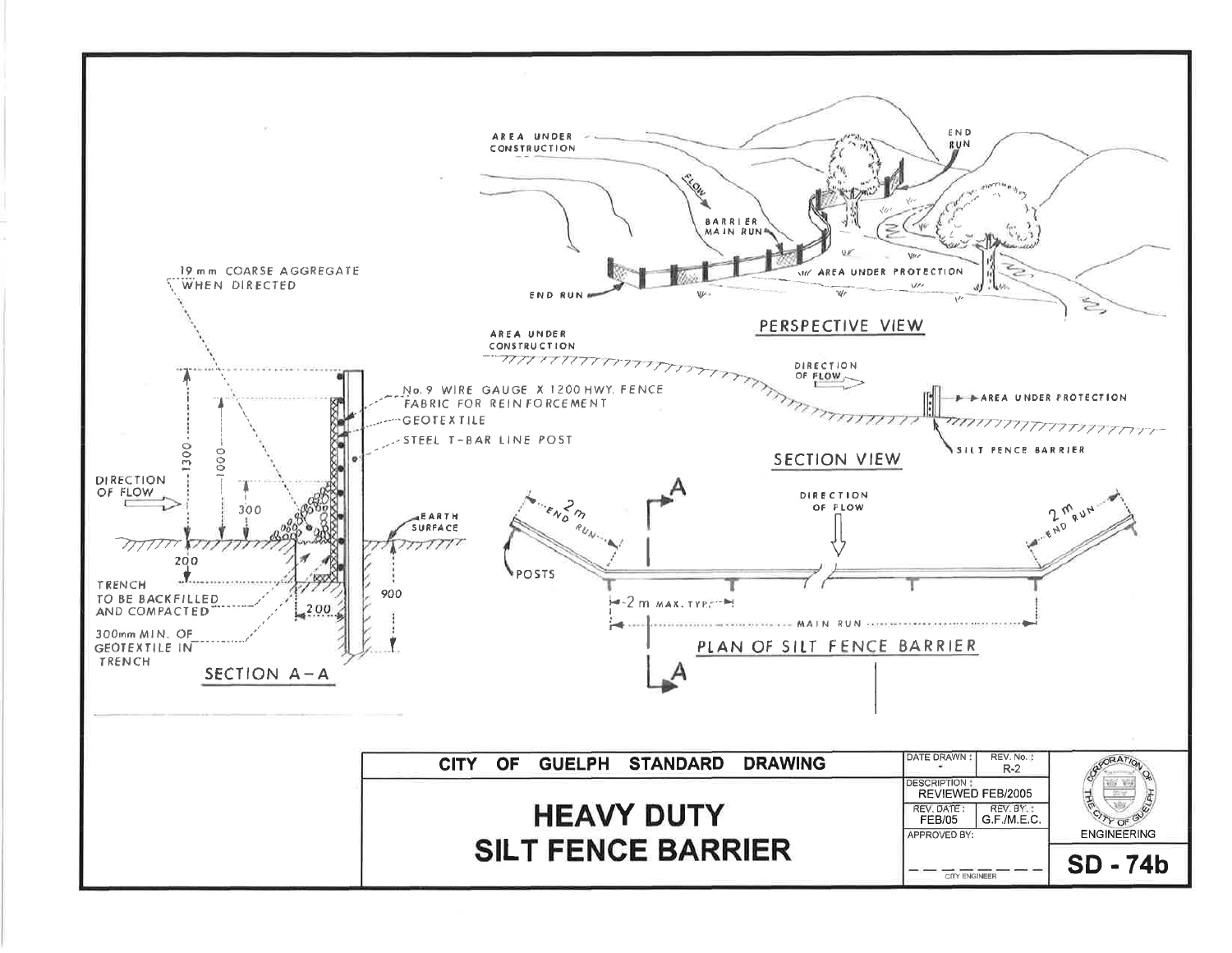19 mm COARSE AGGREGATE WHEN DIRECTED

DIRECTION OF FLOW

1300

1000

300

200

TRENCH TO BE BACKFILLED AND COMPACTED

200

300mm MIN. OF GEOTEXTILE IN TRENCH

900

EARTH SURFACE

No. 9 WIRE GAUGE X 1200 HWY. FENCE FABRIC FOR REINFORCEMENT

GEOTEXTILE

STEEL T-BAR LINE POST

SECTION A-A

AREA UNDER CONSTRUCTION

FLOW

BARRIER MAIN RUN

END RUN

END RUN

AREA UNDER PROTECTION

PERSPECTIVE VIEW

AREA UNDER CONSTRUCTION

DIRECTION OF FLOW

AREA UNDER PROTECTION

SILT FENCE BARRIER

SECTION VIEW

A

2 m END RUN

POSTS

DIRECTION OF FLOW

2 m END RUN

2 m MAX. TYP.

MAIN RUN

A

PLAN OF SILT FENCE BARRIER

| CITY OF GUELPH STANDARD DRAWING | DATE DRAWN: - | REV. No.: R-2 | |
|---|---|---|---|
| **HEAVY DUTY SILT FENCE BARRIER** | DESCRIPTION: REVIEWED FEB/2005 | | ENGINEERING |
| | REV. DATE: FEB/05 | REV. BY.: G.F./M.E.C. | |
| | APPROVED BY: CITY ENGINEER | | **SD - 74b** |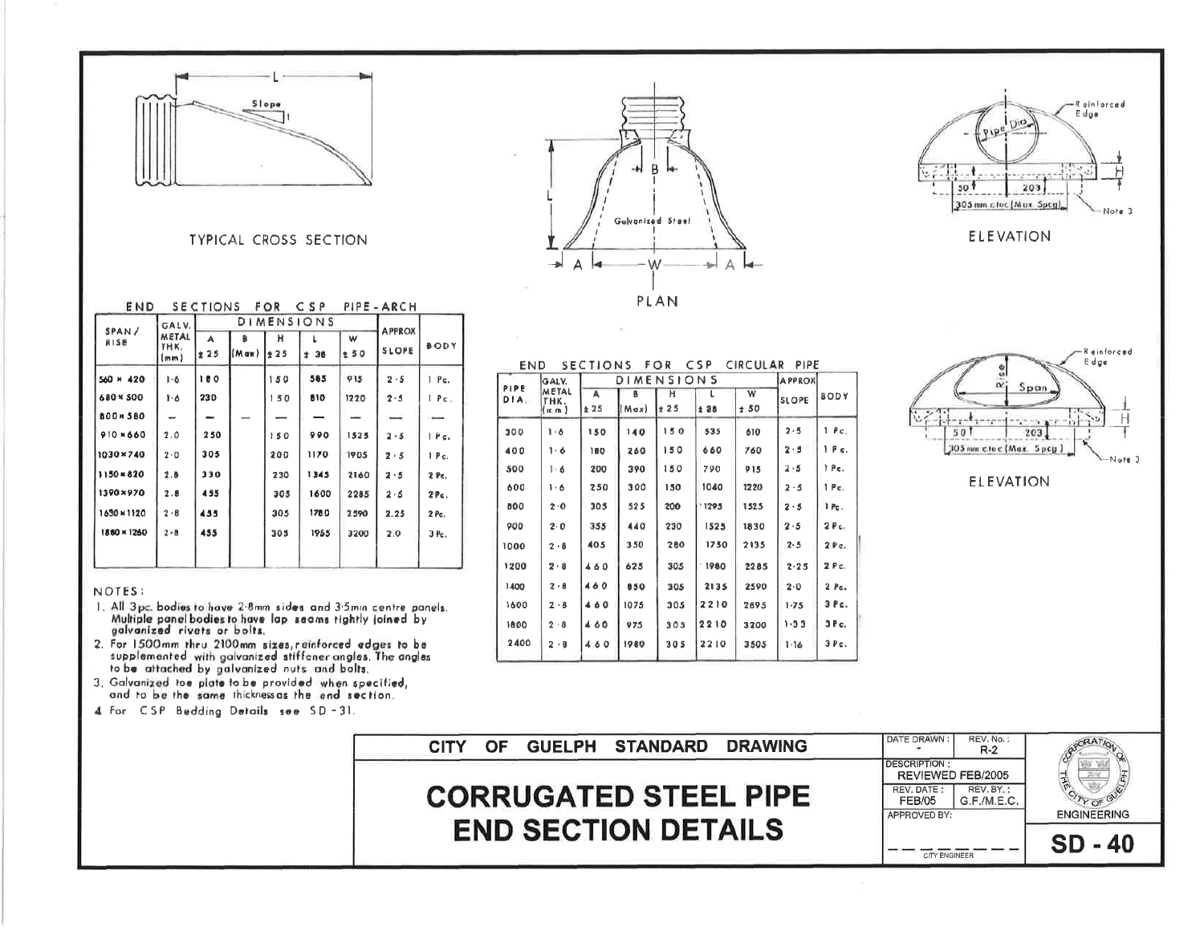TYPICAL CROSS SECTION

PLAN

ELEVATION

ELEVATION

### END SECTIONS FOR CSP PIPE-ARCH

| SPAN / RISE | GALV. METAL THK. (mm) | DIMENSIONS | | | | | APPROX SLOPE | BODY |
|---|---|---|---|---|---|---|---|---|
| | | A ± 25 | B (Max) | H ± 25 | L ± 38 | W ± 50 | | |
| 560 × 420 | 1·6 | 180 | | 150 | 585 | 915 | 2·5 | 1 Pc. |
| 680 × 500 | 1·6 | 230 | | 150 | 810 | 1220 | 2·5 | 1 Pc. |
| 800 × 580 | — | — | — | — | — | — | — | — |
| 910 × 660 | 2.0 | 250 | | 150 | 990 | 1525 | 2·5 | 1 Pc. |
| 1030 × 740 | 2·0 | 305 | | 200 | 1170 | 1905 | 2·5 | 1 Pc. |
| 1150 × 820 | 2.8 | 330 | | 230 | 1345 | 2160 | 2·5 | 2 Pc. |
| 1390 × 970 | 2.8 | 455 | | 305 | 1600 | 2285 | 2·5 | 2 Pc. |
| 1630 × 1120 | 2·8 | 455 | | 305 | 1780 | 2590 | 2.25 | 2 Pc. |
| 1880 × 1260 | 2·8 | 455 | | 305 | 1955 | 3200 | 2.0 | 3 Pc. |

### END SECTIONS FOR CSP CIRCULAR PIPE

| PIPE DIA. | GALV. METAL THK. (mm) | DIMENSIONS | | | | | APPROX SLOPE | BODY |
|---|---|---|---|---|---|---|---|---|
| | | A ± 25 | B (Max) | H ± 25 | L ± 38 | W ± 50 | | |
| 300 | 1·6 | 150 | 140 | 150 | 535 | 610 | 2·5 | 1 Pc. |
| 400 | 1·6 | 180 | 260 | 150 | 660 | 760 | 2·5 | 1 Pc. |
| 500 | 1·6 | 200 | 390 | 150 | 790 | 915 | 2·5 | 1 Pc. |
| 600 | 1·6 | 250 | 300 | 150 | 1040 | 1220 | 2·5 | 1 Pc. |
| 800 | 2·0 | 305 | 525 | 200 | 1295 | 1525 | 2·5 | 1 Pc. |
| 900 | 2·0 | 355 | 440 | 230 | 1525 | 1830 | 2·5 | 2 Pc. |
| 1000 | 2·8 | 405 | 350 | 280 | 1750 | 2135 | 2·5 | 2 Pc. |
| 1200 | 2·8 | 460 | 625 | 305 | 1980 | 2285 | 2·25 | 2 Pc. |
| 1400 | 2·8 | 460 | 850 | 305 | 2135 | 2590 | 2·0 | 2 Pc. |
| 1600 | 2·8 | 460 | 1075 | 305 | 2210 | 2895 | 1·75 | 3 Pc. |
| 1800 | 2·8 | 460 | 975 | 305 | 2210 | 3200 | 1·33 | 3 Pc. |
| 2400 | 2·8 | 460 | 1980 | 305 | 2210 | 3505 | 1·16 | 3 Pc. |

NOTES:

1. All 3pc. bodies to have 2·8mm sides and 3·5mm centre panels. Multiple panel bodies to have lap seams tightly joined by galvanized rivets or bolts.
2. For 1500mm thru 2100mm sizes, reinforced edges to be supplemented with galvanized stiffener angles. The angles to be attached by galvanized nuts and bolts.
3. Galvanized toe plate to be provided when specified, and to be the same thickness as the end section.
4. For CSP Bedding Details see SD - 31.

## CITY OF GUELPH STANDARD DRAWING

# CORRUGATED STEEL PIPE END SECTION DETAILS

| DATE DRAWN: - | REV. No.: R-2 |
|---|---|
| DESCRIPTION: REVIEWED FEB/2005 | |
| REV. DATE: FEB/05 | REV. BY.: G.F./M.E.C. |
| APPROVED BY: CITY ENGINEER | |

ENGINEERING

**SD - 40**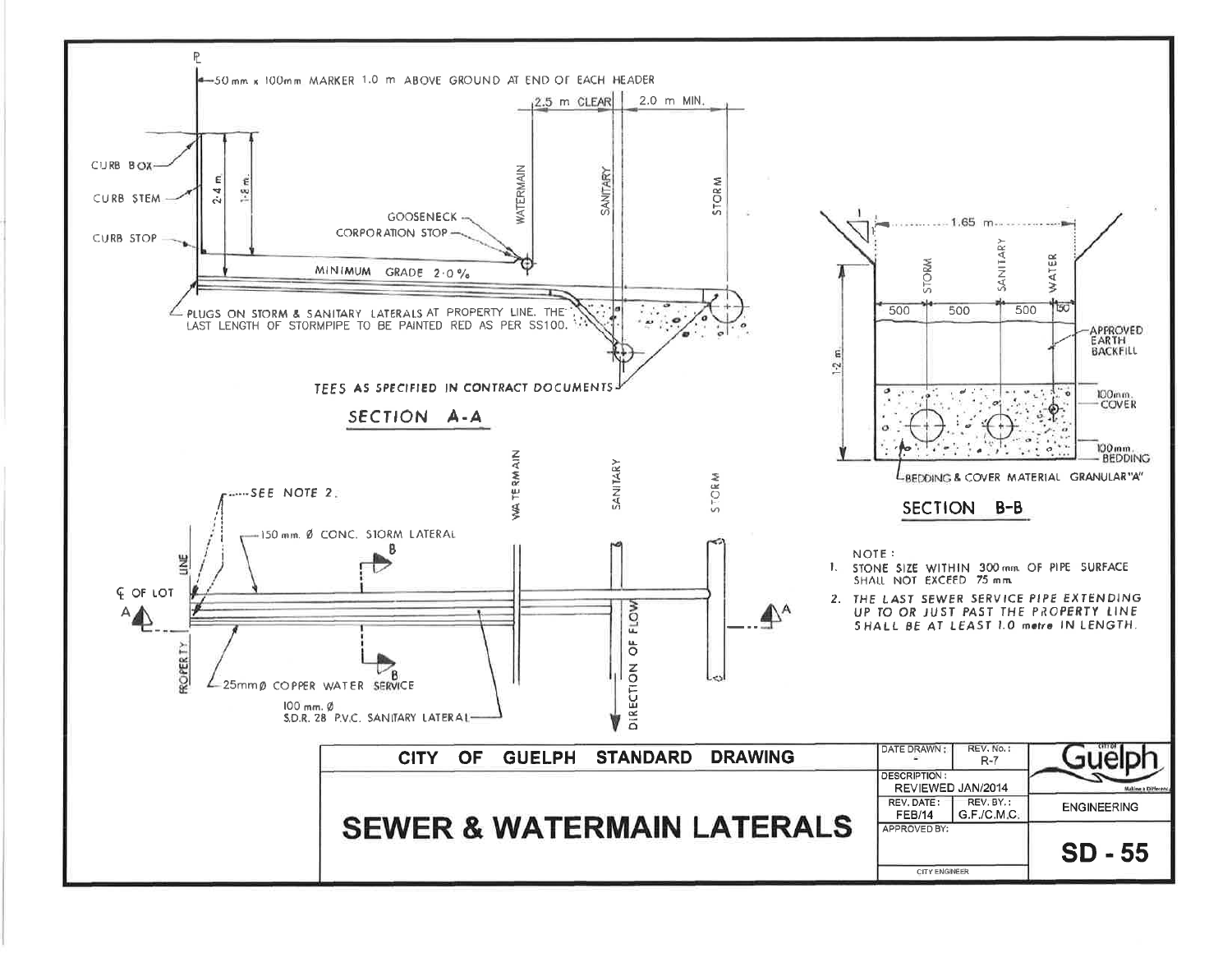## SECTION A-A

- 50 mm x 100mm MARKER 1.0 m ABOVE GROUND AT END OF EACH HEADER
- 2.5 m CLEAR
- 2.0 m MIN.
- CURB BOX
- CURB STEM
- CURB STOP
- 2.4 m
- 1.8 m
- WATERMAIN
- SANITARY
- STORM
- GOOSENECK
- CORPORATION STOP
- MINIMUM GRADE 2.0 %
- PLUGS ON STORM & SANITARY LATERALS AT PROPERTY LINE. THE LAST LENGTH OF STORMPIPE TO BE PAINTED RED AS PER SS100.
- TEES AS SPECIFIED IN CONTRACT DOCUMENTS

## SECTION B-B

- 1.65 m
- 1.2 m
- STORM
- SANITARY
- WATER
- 500 / 500 / 500 / 150
- APPROVED EARTH BACKFILL
- 100mm. COVER
- 100mm. BEDDING
- BEDDING & COVER MATERIAL GRANULAR "A"

## PLAN

- SEE NOTE 2.
- 150 mm. Ø CONC. STORM LATERAL
- ℄ OF LOT
- PROPERTY LINE
- WATERMAIN
- SANITARY
- STORM
- DIRECTION OF FLOW
- 25mmØ COPPER WATER SERVICE
- 100 mm. Ø S.D.R. 28 P.V.C. SANITARY LATERAL

NOTE :

1. STONE SIZE WITHIN 300 mm. OF PIPE SURFACE SHALL NOT EXCEED 75 mm.
2. THE LAST SEWER SERVICE PIPE EXTENDING UP TO OR JUST PAST THE PROPERTY LINE SHALL BE AT LEAST 1.0 metre IN LENGTH.

| CITY OF GUELPH STANDARD DRAWING | DATE DRAWN: - | REV. No.: R-7 | City of Guelph |
|---|---|---|---|
| **SEWER & WATERMAIN LATERALS** | DESCRIPTION: REVIEWED JAN/2014 | | ENGINEERING |
| | REV. DATE: FEB/14 | REV. BY.: G.F./C.M.C. | |
| | APPROVED BY: CITY ENGINEER | | **SD - 55** |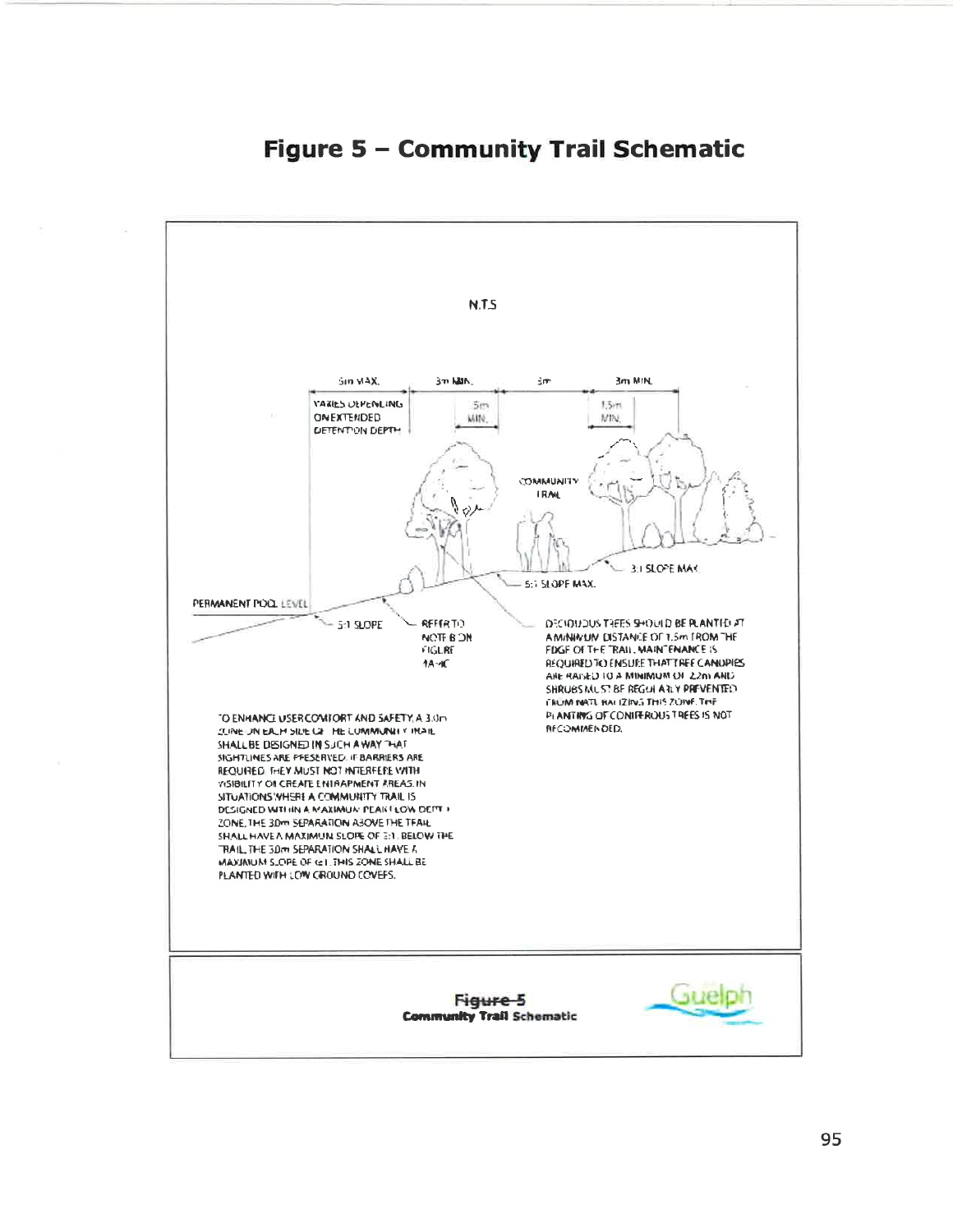# Figure 5 – Community Trail Schematic

N.T.S

5m MAX.

3m MIN.

3m

3m MIN.

VARIES DEPENDING ON EXTENDED DETENTION DEPTH

1.5m MIN.

1.5m MIN.

COMMUNITY TRAIL

3:1 SLOPE MAX.

5:1 SLOPE MAX.

PERMANENT POOL LEVEL

5:1 SLOPE

REFER TO NOTE B ON FIGURE 4A-4C

DECIDUOUS TREES SHOULD BE PLANTED AT A MINIMUM DISTANCE OF 1.5m FROM THE EDGE OF THE TRAIL. MAINTENANCE IS REQUIRED TO ENSURE THAT TREE CANOPIES ARE RAISED TO A MINIMUM OF 2.2m AND SHRUBS MUST BE REGULARLY PREVENTED FROM NATURALIZING THIS ZONE. THE PLANTING OF CONIFEROUS TREES IS NOT RECOMMENDED.

TO ENHANCE USER COMFORT AND SAFETY, A 3.0m ZONE ON EACH SIDE OF THE COMMUNITY TRAIL SHALL BE DESIGNED IN SUCH A WAY THAT SIGHTLINES ARE PRESERVED. IF BARRIERS ARE REQUIRED, THEY MUST NOT INTERFERE WITH VISIBILITY OR CREATE ENTRAPMENT AREAS. IN SITUATIONS WHERE A COMMUNITY TRAIL IS DESIGNED WITHIN A MAXIMUM PEAK FLOW DEPTH ZONE, THE 3.0m SEPARATION ABOVE THE TRAIL SHALL HAVE A MAXIMUM SLOPE OF 3:1. BELOW THE TRAIL, THE 3.0m SEPARATION SHALL HAVE A MAXIMUM SLOPE OF 5:1. THIS ZONE SHALL BE PLANTED WITH LOW GROUND COVERS.

**Figure 5**
**Community Trail Schematic**

Guelph